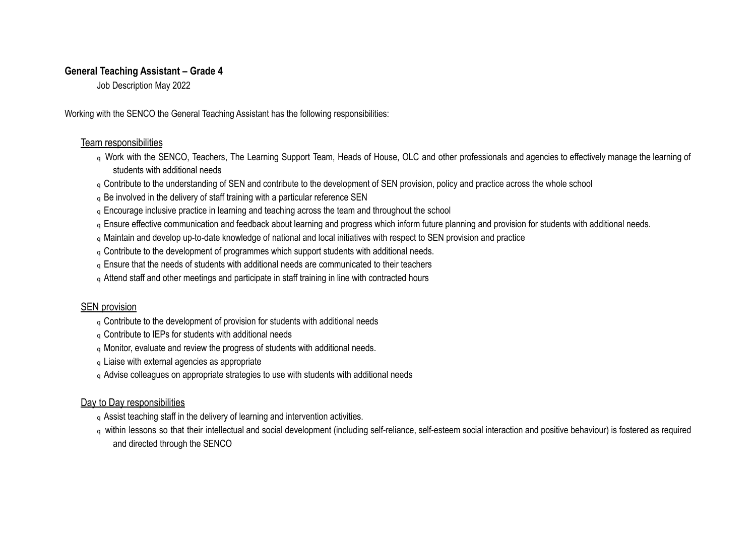**General Teaching Assistant – Grade 4**

Job Description May 2022

Working with the SENCO the General Teaching Assistant has the following responsibilities:

Team responsibilities

- Work with the SENCO, Teachers, The Learning Support Team, Heads of House, OLC and other professionals and agencies to effectively manage the learning of students with additional needs
- Contribute to the understanding of SEN and contribute to the development of SEN provision, policy and practice across the whole school
- Be involved in the delivery of staff training with a particular reference SEN
- Encourage inclusive practice in learning and teaching across the team and throughout the school
- Ensure effective communication and feedback about learning and progress which inform future planning and provision for students with additional needs.
- Maintain and develop up-to-date knowledge of national and local initiatives with respect to SEN provision and practice
- Contribute to the development of programmes which support students with additional needs.
- Ensure that the needs of students with additional needs are communicated to their teachers
- Attend staff and other meetings and participate in staff training in line with contracted hours

SEN provision

- Contribute to the development of provision for students with additional needs
- Contribute to IEPs for students with additional needs
- Monitor, evaluate and review the progress of students with additional needs.
- Liaise with external agencies as appropriate
- Advise colleagues on appropriate strategies to use with students with additional needs

Day to Day responsibilities

- Assist teaching staff in the delivery of learning and intervention activities.
- within lessons so that their intellectual and social development (including self-reliance, self-esteem social interaction and positive behaviour) is fostered as required and directed through the SENCO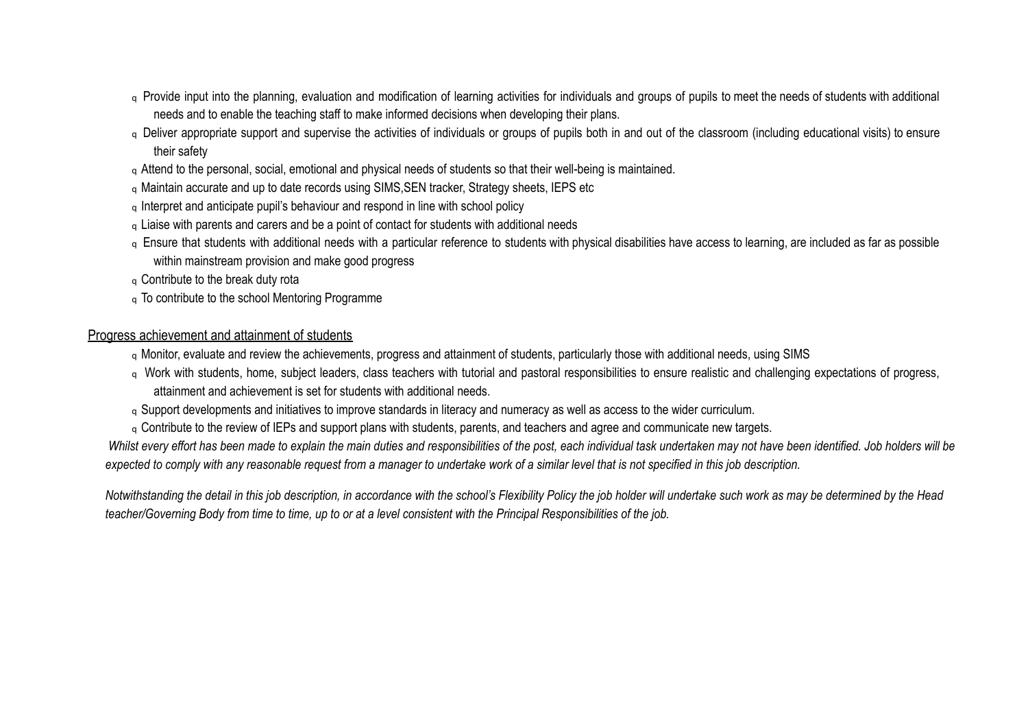- Provide input into the planning, evaluation and modification of learning activities for individuals and groups of pupils to meet the needs of students with additional needs and to enable the teaching staff to make informed decisions when developing their plans.
- Deliver appropriate support and supervise the activities of individuals or groups of pupils both in and out of the classroom (including educational visits) to ensure their safety
- Attend to the personal, social, emotional and physical needs of students so that their well-being is maintained.
- Maintain accurate and up to date records using SIMS,SEN tracker, Strategy sheets, IEPS etc
- Interpret and anticipate pupil's behaviour and respond in line with school policy
- Liaise with parents and carers and be a point of contact for students with additional needs
- Ensure that students with additional needs with a particular reference to students with physical disabilities have access to learning, are included as far as possible within mainstream provision and make good progress
- Contribute to the break duty rota
- To contribute to the school Mentoring Programme

<u>Progress achievement and attainment of students</u>

- Monitor, evaluate and review the achievements, progress and attainment of students, particularly those with additional needs, using SIMS
- Work with students, home, subject leaders, class teachers with tutorial and pastoral responsibilities to ensure realistic and challenging expectations of progress, attainment and achievement is set for students with additional needs.
- Support developments and initiatives to improve standards in literacy and numeracy as well as access to the wider curriculum.
- Contribute to the review of IEPs and support plans with students, parents, and teachers and agree and communicate new targets.

*Whilst every effort has been made to explain the main duties and responsibilities of the post, each individual task undertaken may not have been identified. Job holders will be expected to comply with any reasonable request from a manager to undertake work of a similar level that is not specified in this job description.*

*Notwithstanding the detail in this job description, in accordance with the school's Flexibility Policy the job holder will undertake such work as may be determined by the Head teacher/Governing Body from time to time, up to or at a level consistent with the Principal Responsibilities of the job.*